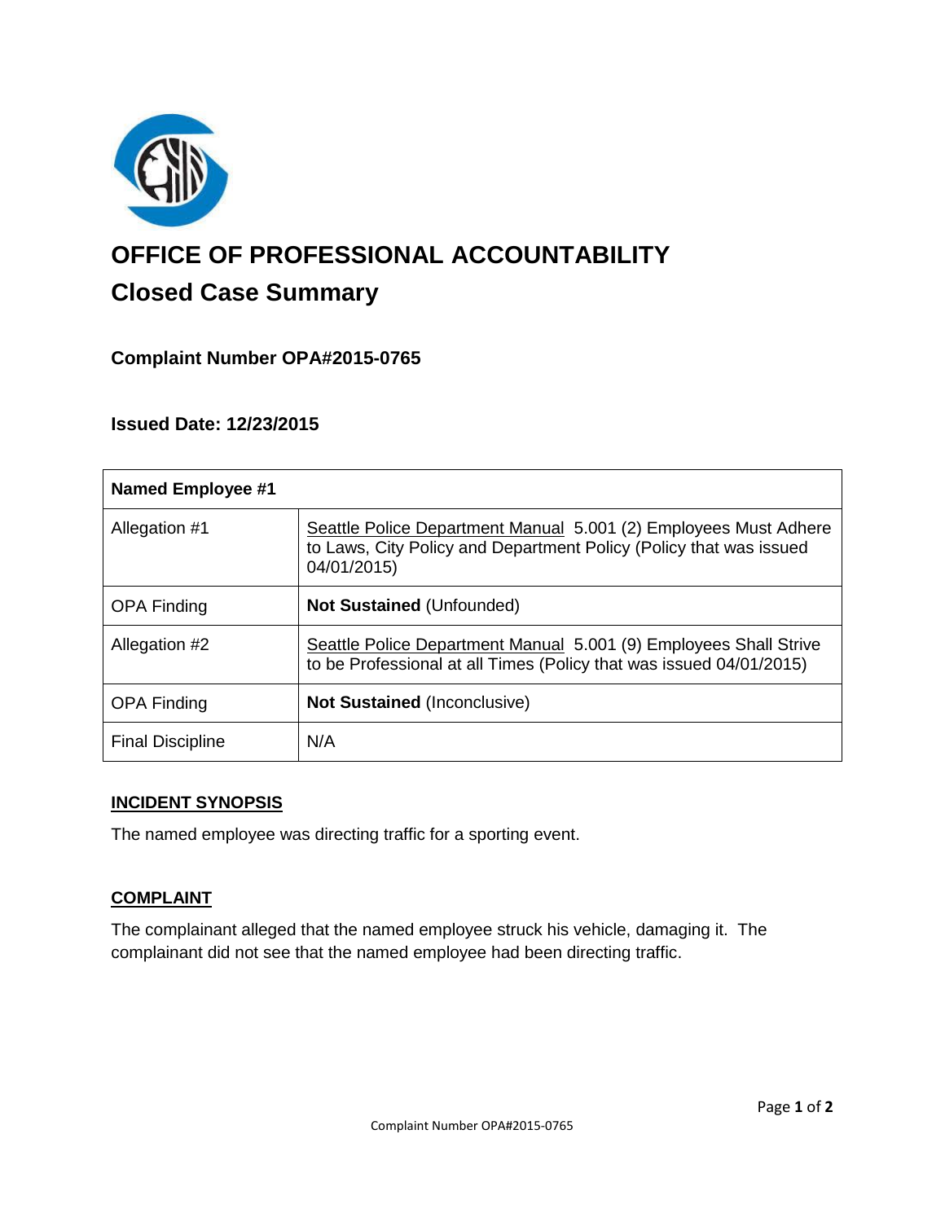# OFFICE OF PROFESSIONAL ACCOUNTABILITY

## Closed Case Summary

### Complaint Number OPA#2015-0765

### Issued Date: 12/23/2015

| Named Employee #1 | |
|---|---|
| Allegation #1 | Seattle Police Department Manual 5.001 (2) Employees Must Adhere to Laws, City Policy and Department Policy (Policy that was issued 04/01/2015) |
| OPA Finding | **Not Sustained** (Unfounded) |
| Allegation #2 | Seattle Police Department Manual 5.001 (9) Employees Shall Strive to be Professional at all Times (Policy that was issued 04/01/2015) |
| OPA Finding | **Not Sustained** (Inconclusive) |
| Final Discipline | N/A |

## INCIDENT SYNOPSIS

The named employee was directing traffic for a sporting event.

## COMPLAINT

The complainant alleged that the named employee struck his vehicle, damaging it. The complainant did not see that the named employee had been directing traffic.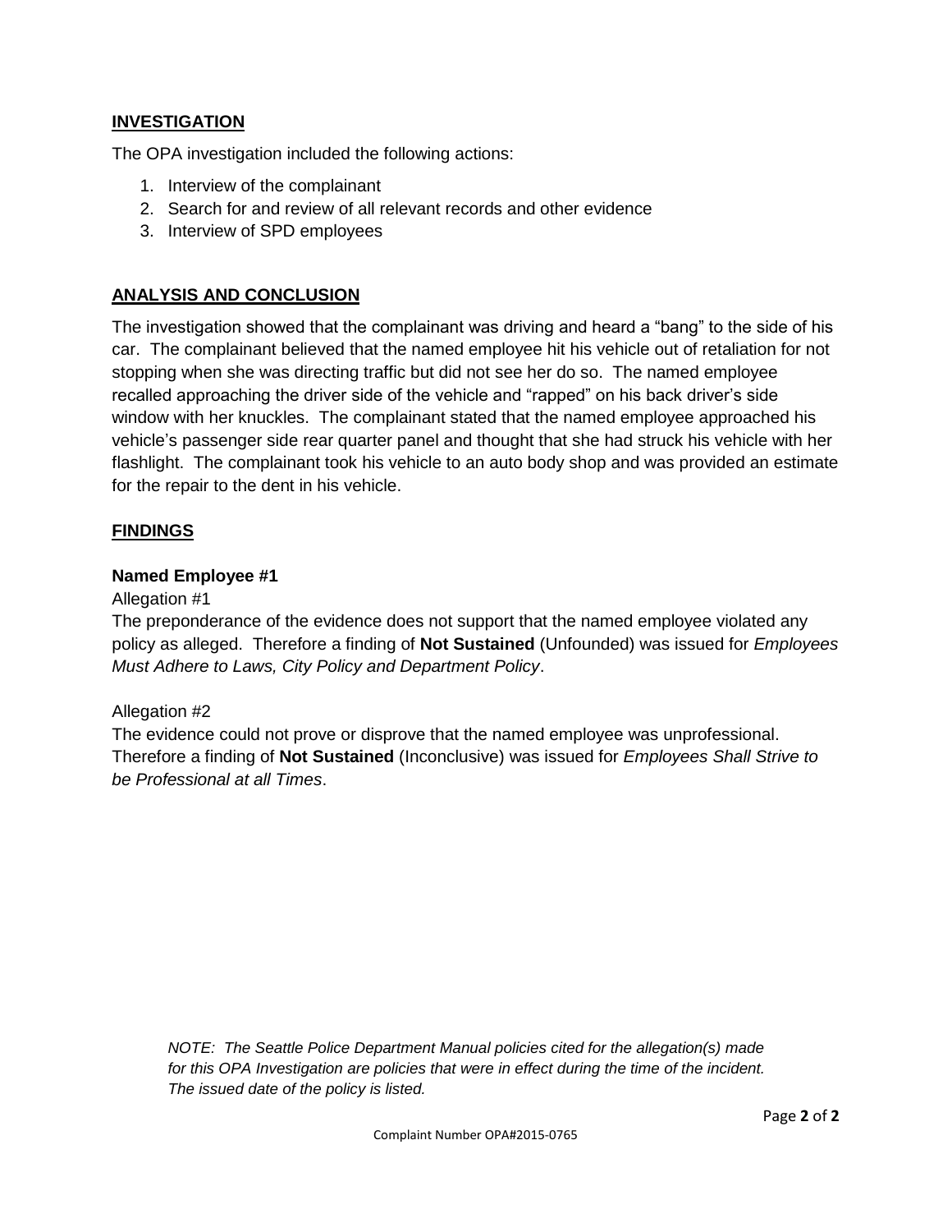## INVESTIGATION

The OPA investigation included the following actions:

1. Interview of the complainant
2. Search for and review of all relevant records and other evidence
3. Interview of SPD employees

## ANALYSIS AND CONCLUSION

The investigation showed that the complainant was driving and heard a "bang" to the side of his car. The complainant believed that the named employee hit his vehicle out of retaliation for not stopping when she was directing traffic but did not see her do so. The named employee recalled approaching the driver side of the vehicle and "rapped" on his back driver's side window with her knuckles. The complainant stated that the named employee approached his vehicle's passenger side rear quarter panel and thought that she had struck his vehicle with her flashlight. The complainant took his vehicle to an auto body shop and was provided an estimate for the repair to the dent in his vehicle.

## FINDINGS

### Named Employee #1

Allegation #1

The preponderance of the evidence does not support that the named employee violated any policy as alleged. Therefore a finding of **Not Sustained** (Unfounded) was issued for *Employees Must Adhere to Laws, City Policy and Department Policy*.

Allegation #2

The evidence could not prove or disprove that the named employee was unprofessional. Therefore a finding of **Not Sustained** (Inconclusive) was issued for *Employees Shall Strive to be Professional at all Times*.

*NOTE: The Seattle Police Department Manual policies cited for the allegation(s) made for this OPA Investigation are policies that were in effect during the time of the incident. The issued date of the policy is listed.*

Complaint Number OPA#2015-0765